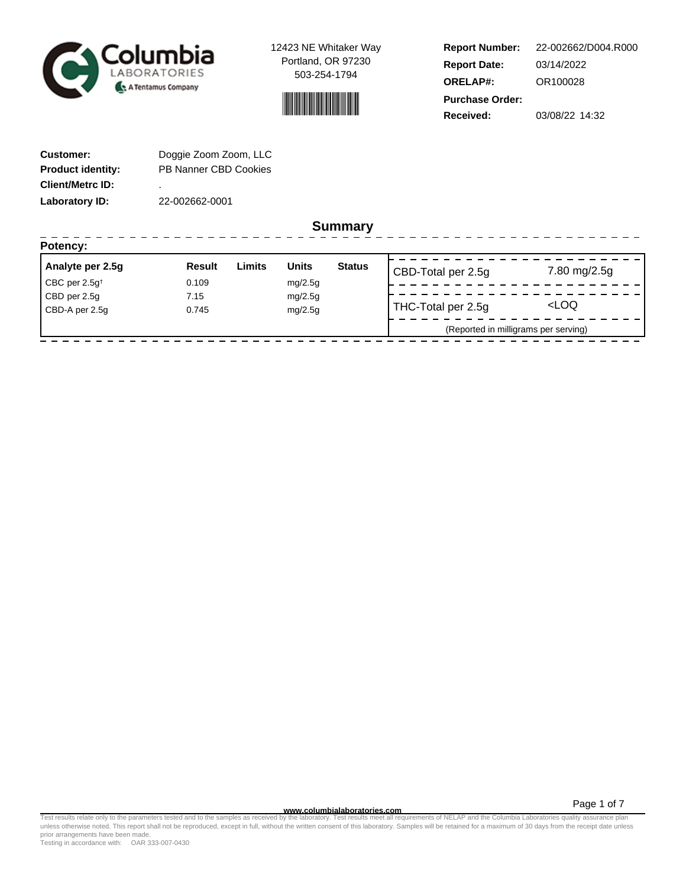Columbia LABORATORIES
A Tentamus Company

12423 NE Whitaker Way
Portland, OR 97230
503-254-1794

| | |
|---|---|
| **Report Number:** | 22-002662/D004.R000 |
| **Report Date:** | 03/14/2022 |
| **ORELAP#:** | OR100028 |
| **Purchase Order:** | |
| **Received:** | 03/08/22 14:32 |

| | |
|---|---|
| **Customer:** | Doggie Zoom Zoom, LLC |
| **Product identity:** | PB Nanner CBD Cookies |
| **Client/Metrc ID:** | . |
| **Laboratory ID:** | 22-002662-0001 |

## Summary

**Potency:**

| Analyte per 2.5g | Result | Limits | Units | Status |
|---|---|---|---|---|
| CBC per 2.5g† | 0.109 | | mg/2.5g | |
| CBD per 2.5g | 7.15 | | mg/2.5g | |
| CBD-A per 2.5g | 0.745 | | mg/2.5g | |

| | |
|---|---|
| CBD-Total per 2.5g | 7.80 mg/2.5g |
| THC-Total per 2.5g | <LOQ |

(Reported in milligrams per serving)

www.columbialaboratories.com

Test results relate only to the parameters tested and to the samples as received by the laboratory. Test results meet all requirements of NELAP and the Columbia Laboratories quality assurance plan unless otherwise noted. This report shall not be reproduced, except in full, without the written consent of this laboratory. Samples will be retained for a maximum of 30 days from the receipt date unless prior arrangements have been made.
Testing in accordance with: OAR 333-007-0430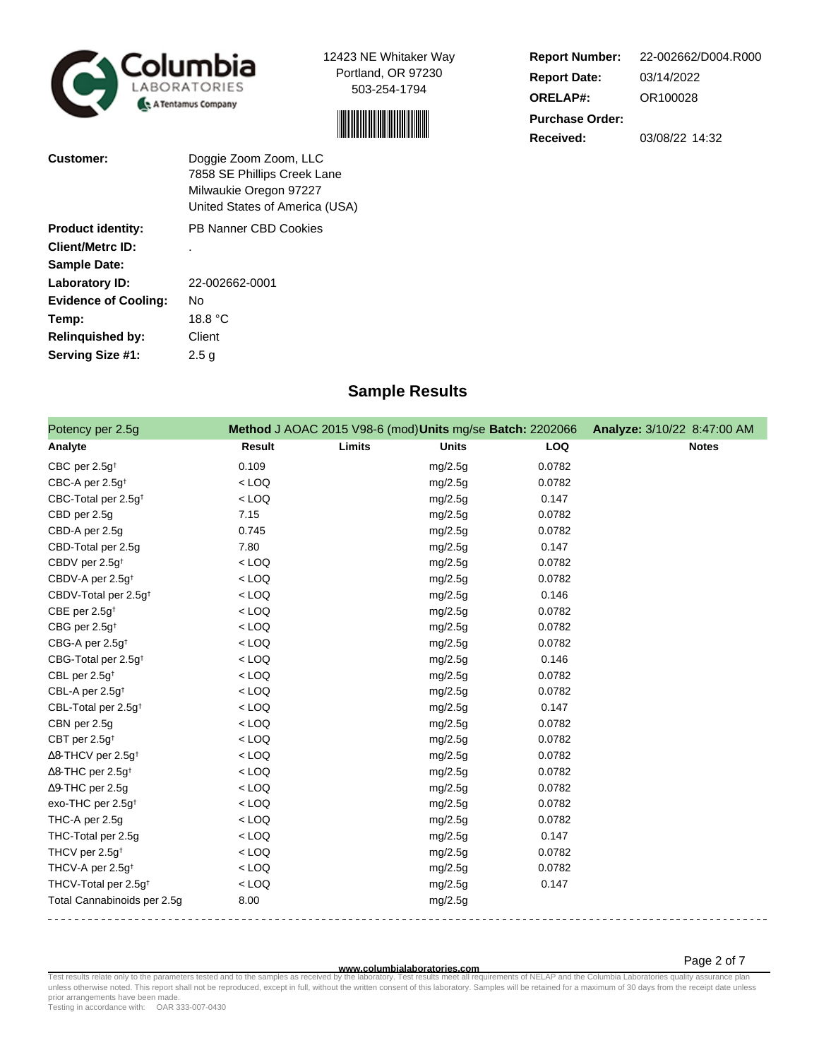Columbia Laboratories
A Tentamus Company

12423 NE Whitaker Way
Portland, OR 97230
503-254-1794

**Report Number:** 22-002662/D004.R000
**Report Date:** 03/14/2022
**ORELAP#:** OR100028
**Purchase Order:**
**Received:** 03/08/22 14:32

| | |
|---|---|
| **Customer:** | Doggie Zoom Zoom, LLC<br>7858 SE Phillips Creek Lane<br>Milwaukie Oregon 97227<br>United States of America (USA) |
| **Product identity:** | PB Nanner CBD Cookies |
| **Client/Metrc ID:** | . |
| **Sample Date:** | |
| **Laboratory ID:** | 22-002662-0001 |
| **Evidence of Cooling:** | No |
| **Temp:** | 18.8 °C |
| **Relinquished by:** | Client |
| **Serving Size #1:** | 2.5 g |

## Sample Results

Potency per 2.5g — **Method** J AOAC 2015 V98-6 (mod) **Units** mg/se **Batch:** 2202066 **Analyze:** 3/10/22 8:47:00 AM

| Analyte | Result | Limits | Units | LOQ | Notes |
|---|---|---|---|---|---|
| CBC per 2.5g† | 0.109 | | mg/2.5g | 0.0782 | |
| CBC-A per 2.5g† | < LOQ | | mg/2.5g | 0.0782 | |
| CBC-Total per 2.5g† | < LOQ | | mg/2.5g | 0.147 | |
| CBD per 2.5g | 7.15 | | mg/2.5g | 0.0782 | |
| CBD-A per 2.5g | 0.745 | | mg/2.5g | 0.0782 | |
| CBD-Total per 2.5g | 7.80 | | mg/2.5g | 0.147 | |
| CBDV per 2.5g† | < LOQ | | mg/2.5g | 0.0782 | |
| CBDV-A per 2.5g† | < LOQ | | mg/2.5g | 0.0782 | |
| CBDV-Total per 2.5g† | < LOQ | | mg/2.5g | 0.146 | |
| CBE per 2.5g† | < LOQ | | mg/2.5g | 0.0782 | |
| CBG per 2.5g† | < LOQ | | mg/2.5g | 0.0782 | |
| CBG-A per 2.5g† | < LOQ | | mg/2.5g | 0.0782 | |
| CBG-Total per 2.5g† | < LOQ | | mg/2.5g | 0.146 | |
| CBL per 2.5g† | < LOQ | | mg/2.5g | 0.0782 | |
| CBL-A per 2.5g† | < LOQ | | mg/2.5g | 0.0782 | |
| CBL-Total per 2.5g† | < LOQ | | mg/2.5g | 0.147 | |
| CBN per 2.5g | < LOQ | | mg/2.5g | 0.0782 | |
| CBT per 2.5g† | < LOQ | | mg/2.5g | 0.0782 | |
| Δ8-THCV per 2.5g† | < LOQ | | mg/2.5g | 0.0782 | |
| Δ8-THC per 2.5g† | < LOQ | | mg/2.5g | 0.0782 | |
| Δ9-THC per 2.5g | < LOQ | | mg/2.5g | 0.0782 | |
| exo-THC per 2.5g† | < LOQ | | mg/2.5g | 0.0782 | |
| THC-A per 2.5g | < LOQ | | mg/2.5g | 0.0782 | |
| THC-Total per 2.5g | < LOQ | | mg/2.5g | 0.147 | |
| THCV per 2.5g† | < LOQ | | mg/2.5g | 0.0782 | |
| THCV-A per 2.5g† | < LOQ | | mg/2.5g | 0.0782 | |
| THCV-Total per 2.5g† | < LOQ | | mg/2.5g | 0.147 | |
| Total Cannabinoids per 2.5g | 8.00 | | mg/2.5g | | |

www.columbialaboratories.com

Test results relate only to the parameters tested and to the samples as received by the laboratory. Test results meet all requirements of NELAP and the Columbia Laboratories quality assurance plan unless otherwise noted. This report shall not be reproduced, except in full, without the written consent of this laboratory. Samples will be retained for a maximum of 30 days from the receipt date unless prior arrangements have been made.
Testing in accordance with: OAR 333-007-0430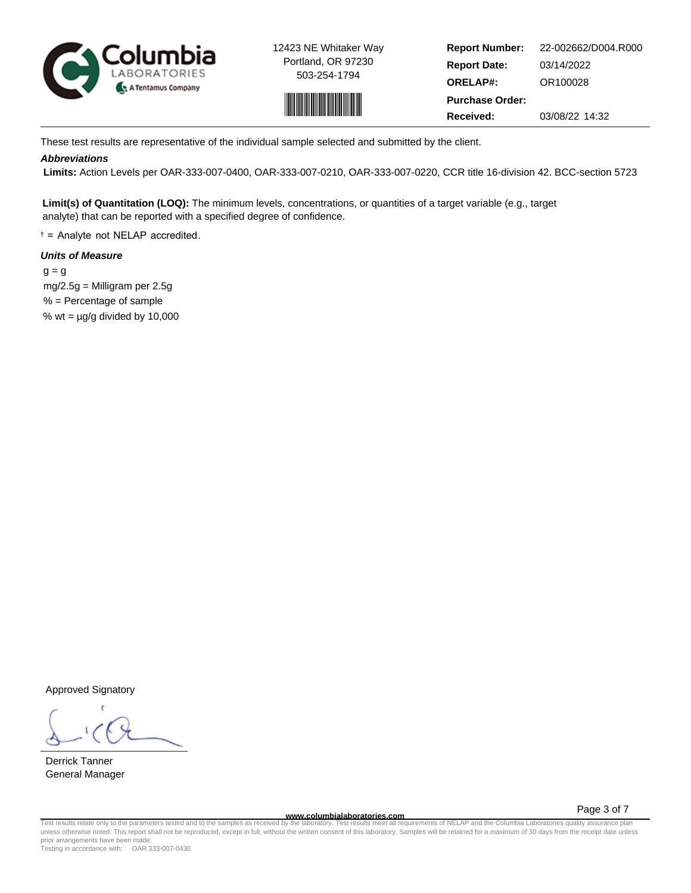12423 NE Whitaker Way
Portland, OR 97230
503-254-1794

| | |
|---|---|
| **Report Number:** | 22-002662/D004.R000 |
| **Report Date:** | 03/14/2022 |
| **ORELAP#:** | OR100028 |
| **Purchase Order:** | |
| **Received:** | 03/08/22 14:32 |

These test results are representative of the individual sample selected and submitted by the client.

***Abbreviations***

**Limits:** Action Levels per OAR-333-007-0400, OAR-333-007-0210, OAR-333-007-0220, CCR title 16-division 42. BCC-section 5723

**Limit(s) of Quantitation (LOQ):** The minimum levels, concentrations, or quantities of a target variable (e.g., target analyte) that can be reported with a specified degree of confidence.

† = Analyte not NELAP accredited.

***Units of Measure***

g = g
mg/2.5g = Milligram per 2.5g
% = Percentage of sample
% wt = µg/g divided by 10,000

Approved Signatory

Derrick Tanner
General Manager

www.columbialaboratories.com

Test results relate only to the parameters tested and to the samples as received by the laboratory. Test results meet all requirements of NELAP and the Columbia Laboratories quality assurance plan unless otherwise noted. This report shall not be reproduced, except in full, without the written consent of this laboratory. Samples will be retained for a maximum of 30 days from the receipt date unless prior arrangements have been made.
Testing in accordance with: OAR 333-007-0430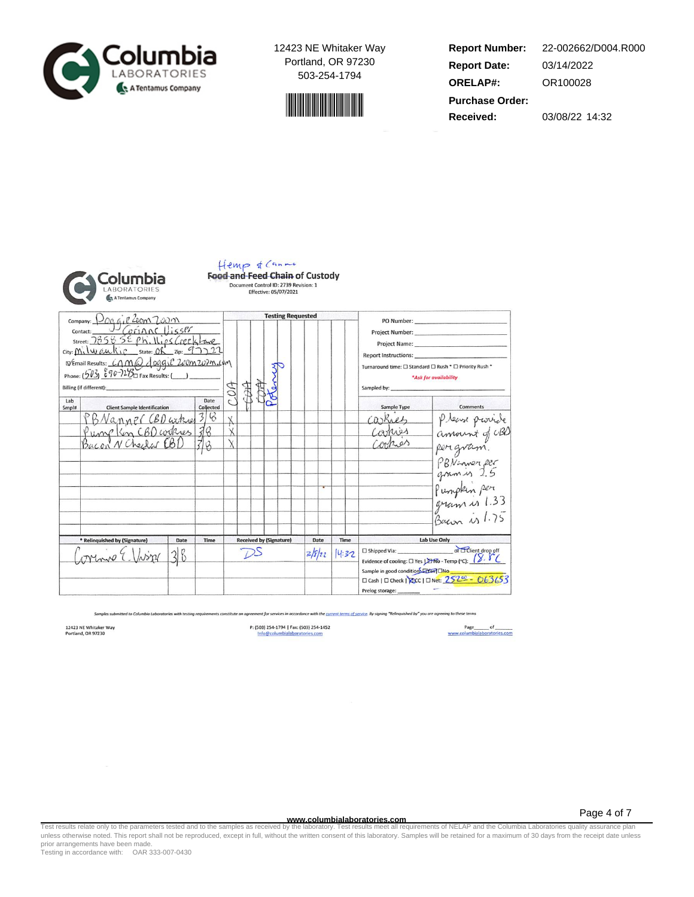Columbia LABORATORIES
A Tentamus Company

12423 NE Whitaker Way
Portland, OR 97230
503-254-1794

| | |
|---|---|
| **Report Number:** | 22-002662/D004.R000 |
| **Report Date:** | 03/14/2022 |
| **ORELAP#:** | OR100028 |
| **Purchase Order:** | |
| **Received:** | 03/08/22 14:32 |

Columbia LABORATORIES
A Tentamus Company

## Hemp & Cannabis ~~Food and Feed~~ Chain of Custody

Document Control ID: 2739 Revision: 1
Effective: 05/07/2021

Company: Doggie Zoom Zoom
Contact: Corinne Visser
Street: 7858 SE Phillips Creek Lane
City: Milwaukie State: OR Zip: 97222
☑ Email Results: cnm@doggiezoomzoom.com
Phone: (503) 890-7283 ☐ Fax Results: (___)
Billing (if different):

PO Number:
Project Number:
Project Name:
Report Instructions:
Turnaround time: ☐ Standard ☐ Rush * ☐ Priority Rush *
*Ask for availability*
Sampled by:

Testing Requested: COA | CDA | CDA | Potency

| Lab Smpl# | Client Sample Identification | Date Collected | COA | | | Potency | Sample Type | Comments |
|---|---|---|---|---|---|---|---|---|
| | PB Nanner CBD cookies | 3/8 | X | | | | cookies | Please provide amount of CBD per gram. PB Nanner per gram is 2.5 Pumpkin per gram is 1.33 Bacon is 1.75 |
| | Pumpkin CBD cookies | 3/8 | X | | | | cookies | |
| | Bacon N Cheddar CBD | 3/8 | X | | | | cookies | |

| * Relinquished by (Signature) | Date | Time | Received by (Signature) | Date | Time |
|---|---|---|---|---|---|
| Corinne E. Visser | 3/8 | | DS | 3/8/22 | 14:32 |

**Lab Use Only**
☐ Shipped Via: ______ or ☑ Client drop off
Evidence of cooling: ☐ Yes ☑ No - Temp (°C): 18.8°C
Sample in good condition: ☑ Yes ☐ No
☐ Cash | ☐ Check | ☑ CC | ☐ Net: 252.00 - 063653
Prelog storage: ______

*Samples submitted to Columbia Laboratories with testing requirements constitute an agreement for services in accordance with the current terms of service. By signing "Relinquished by" you are agreeing to these terms*

12423 NE Whitaker Way
Portland, OR 97230

P: (503) 254-1794 | Fax: (503) 254-1452
Info@columbialaboratories.com

Page ___ of ___
www.columbialaboratories.com

www.columbialaboratories.com

Test results relate only to the parameters tested and to the samples as received by the laboratory. Test results meet all requirements of NELAP and the Columbia Laboratories quality assurance plan unless otherwise noted. This report shall not be reproduced, except in full, without the written consent of this laboratory. Samples will be retained for a maximum of 30 days from the receipt date unless prior arrangements have been made.
Testing in accordance with: OAR 333-007-0430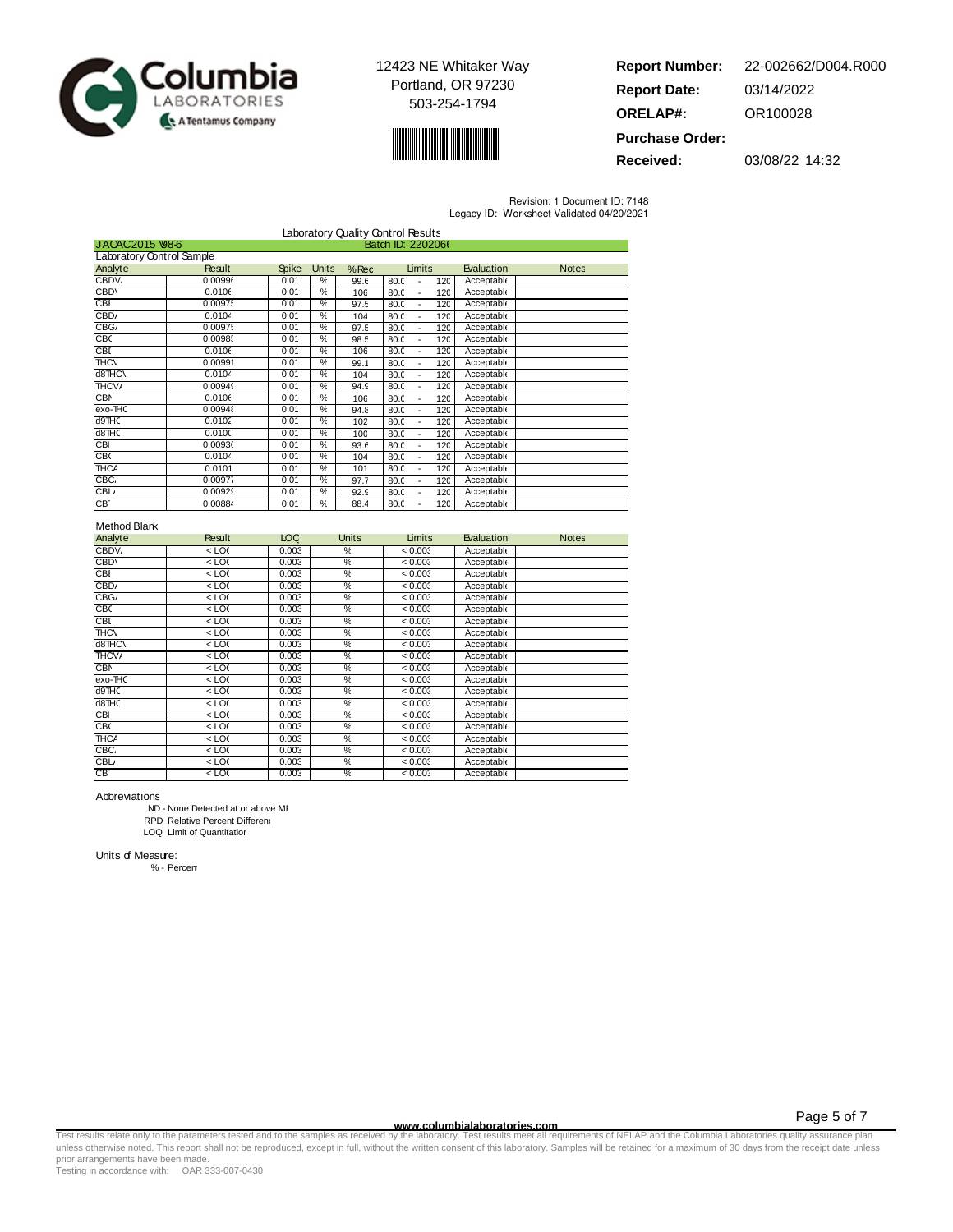12423 NE Whitaker Way
Portland, OR 97230
503-254-1794

**Report Number:** 22-002662/D004.R000
**Report Date:** 03/14/2022
**ORELAP#:** OR100028
**Purchase Order:**
**Received:** 03/08/22 14:32

Revision: 1 Document ID: 7148
Legacy ID: Worksheet Validated 04/20/2021

## Laboratory Quality Control Results

J AOAC2015 V98-6 — Batch ID: 220206(

### Laboratory Control Sample

| Analyte | Result | Spike | Units | %Rec | Limits | Evaluation | Notes |
|---|---|---|---|---|---|---|---|
| CBDV. | 0.00996 | 0.01 | % | 99.6 | 80.0 - 120 | Acceptable | |
| CBDV | 0.0106 | 0.01 | % | 106 | 80.0 - 120 | Acceptable | |
| CBI | 0.00975 | 0.01 | % | 97.5 | 80.0 - 120 | Acceptable | |
| CBDA | 0.0104 | 0.01 | % | 104 | 80.0 - 120 | Acceptable | |
| CBGA | 0.00975 | 0.01 | % | 97.5 | 80.0 - 120 | Acceptable | |
| CBG | 0.00985 | 0.01 | % | 98.5 | 80.0 - 120 | Acceptable | |
| CBD | 0.0106 | 0.01 | % | 106 | 80.0 - 120 | Acceptable | |
| THCV | 0.00991 | 0.01 | % | 99.1 | 80.0 - 120 | Acceptable | |
| d8THCV | 0.0104 | 0.01 | % | 104 | 80.0 - 120 | Acceptable | |
| THCVA | 0.00949 | 0.01 | % | 94.9 | 80.0 - 120 | Acceptable | |
| CBN | 0.0106 | 0.01 | % | 106 | 80.0 - 120 | Acceptable | |
| exo-THC | 0.00948 | 0.01 | % | 94.8 | 80.0 - 120 | Acceptable | |
| d9THC | 0.0102 | 0.01 | % | 102 | 80.0 - 120 | Acceptable | |
| d8THC | 0.0100 | 0.01 | % | 100 | 80.0 - 120 | Acceptable | |
| CBI | 0.00936 | 0.01 | % | 93.6 | 80.0 - 120 | Acceptable | |
| CBC | 0.0104 | 0.01 | % | 104 | 80.0 - 120 | Acceptable | |
| THCA | 0.0101 | 0.01 | % | 101 | 80.0 - 120 | Acceptable | |
| CBCA | 0.00977 | 0.01 | % | 97.7 | 80.0 - 120 | Acceptable | |
| CBLA | 0.00929 | 0.01 | % | 92.9 | 80.0 - 120 | Acceptable | |
| CBT | 0.00884 | 0.01 | % | 88.4 | 80.0 - 120 | Acceptable | |

### Method Blank

| Analyte | Result | LOQ | Units | Limits | Evaluation | Notes |
|---|---|---|---|---|---|---|
| CBDV. | < LOQ | 0.003 | % | < 0.003 | Acceptable | |
| CBDV | < LOQ | 0.003 | % | < 0.003 | Acceptable | |
| CBI | < LOQ | 0.003 | % | < 0.003 | Acceptable | |
| CBDA | < LOQ | 0.003 | % | < 0.003 | Acceptable | |
| CBGA | < LOQ | 0.003 | % | < 0.003 | Acceptable | |
| CBG | < LOQ | 0.003 | % | < 0.003 | Acceptable | |
| CBD | < LOQ | 0.003 | % | < 0.003 | Acceptable | |
| THCV | < LOQ | 0.003 | % | < 0.003 | Acceptable | |
| d8THCV | < LOQ | 0.003 | % | < 0.003 | Acceptable | |
| THCVA | < LOQ | 0.003 | % | < 0.003 | Acceptable | |
| CBN | < LOQ | 0.003 | % | < 0.003 | Acceptable | |
| exo-THC | < LOQ | 0.003 | % | < 0.003 | Acceptable | |
| d9THC | < LOQ | 0.003 | % | < 0.003 | Acceptable | |
| d8THC | < LOQ | 0.003 | % | < 0.003 | Acceptable | |
| CBI | < LOQ | 0.003 | % | < 0.003 | Acceptable | |
| CBC | < LOQ | 0.003 | % | < 0.003 | Acceptable | |
| THCA | < LOQ | 0.003 | % | < 0.003 | Acceptable | |
| CBCA | < LOQ | 0.003 | % | < 0.003 | Acceptable | |
| CBLA | < LOQ | 0.003 | % | < 0.003 | Acceptable | |
| CBT | < LOQ | 0.003 | % | < 0.003 | Acceptable | |

Abbreviations

- ND - None Detected at or above MI
- RPD Relative Percent Differen
- LOQ Limit of Quantitation

Units of Measure:

- % - Percent

www.columbialaboratories.com

Test results relate only to the parameters tested and to the samples as received by the laboratory. Test results meet all requirements of NELAP and the Columbia Laboratories quality assurance plan unless otherwise noted. This report shall not be reproduced, except in full, without the written consent of this laboratory. Samples will be retained for a maximum of 30 days from the receipt date unless prior arrangements have been made.
Testing in accordance with: OAR 333-007-0430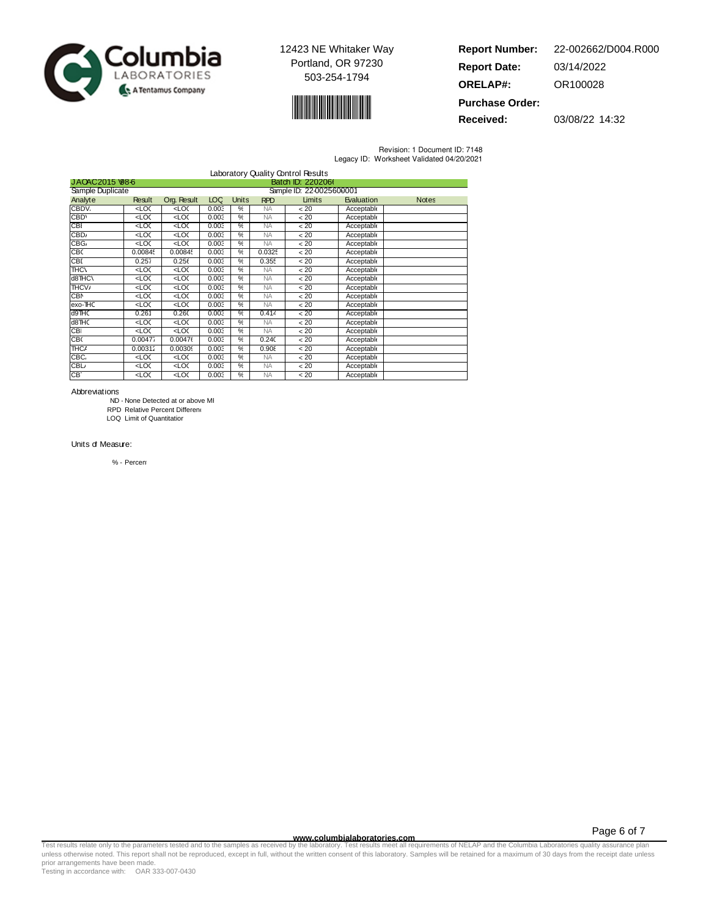12423 NE Whitaker Way
Portland, OR 97230
503-254-1794

**Report Number:** 22-002662/D004.R000
**Report Date:** 03/14/2022
**ORELAP#:** OR100028
**Purchase Order:**
**Received:** 03/08/22 14:32

Revision: 1 Document ID: 7148
Legacy ID: Worksheet Validated 04/20/2021

## Laboratory Quality Control Results

J AOAC2015 V98-6 — Batch ID: 220206(

Sample Duplicate — Sample ID: 22-0025600001

| Analyte | Result | Org. Result | LOQ | Units | RPD | Limits | Evaluation | Notes |
|---|---|---|---|---|---|---|---|---|
| CBDV. | <LOC | <LOC | 0.003 | % | NA | < 20 | Acceptable | |
| CBDV | <LOC | <LOC | 0.003 | % | NA | < 20 | Acceptable | |
| CBI | <LOC | <LOC | 0.003 | % | NA | < 20 | Acceptable | |
| CBD/ | <LOC | <LOC | 0.003 | % | NA | < 20 | Acceptable | |
| CBG/ | <LOC | <LOC | 0.003 | % | NA | < 20 | Acceptable | |
| CBC | 0.00845 | 0.00845 | 0.003 | % | 0.0325 | < 20 | Acceptable | |
| CBI | 0.257 | 0.256 | 0.003 | % | 0.355 | < 20 | Acceptable | |
| THCV | <LOC | <LOC | 0.003 | % | NA | < 20 | Acceptable | |
| d8THCV | <LOC | <LOC | 0.003 | % | NA | < 20 | Acceptable | |
| THCV/ | <LOC | <LOC | 0.003 | % | NA | < 20 | Acceptable | |
| CBN | <LOC | <LOC | 0.003 | % | NA | < 20 | Acceptable | |
| exo-THC | <LOC | <LOC | 0.003 | % | NA | < 20 | Acceptable | |
| d9THC | 0.261 | 0.260 | 0.003 | % | 0.414 | < 20 | Acceptable | |
| d8THC | <LOC | <LOC | 0.003 | % | NA | < 20 | Acceptable | |
| CBI | <LOC | <LOC | 0.003 | % | NA | < 20 | Acceptable | |
| CBC | 0.00477 | 0.00476 | 0.003 | % | 0.240 | < 20 | Acceptable | |
| THCA | 0.00312 | 0.00309 | 0.003 | % | 0.908 | < 20 | Acceptable | |
| CBC/ | <LOC | <LOC | 0.003 | % | NA | < 20 | Acceptable | |
| CBL/ | <LOC | <LOC | 0.003 | % | NA | < 20 | Acceptable | |
| CBT | <LOC | <LOC | 0.003 | % | NA | < 20 | Acceptable | |

Abbreviations

ND - None Detected at or above MI
RPD Relative Percent Differen
LOQ Limit of Quantitation

Units of Measure:

% - Percent

www.columbialaboratories.com

Test results relate only to the parameters tested and to the samples as received by the laboratory. Test results meet all requirements of NELAP and the Columbia Laboratories quality assurance plan unless otherwise noted. This report shall not be reproduced, except in full, without the written consent of this laboratory. Samples will be retained for a maximum of 30 days from the receipt date unless prior arrangements have been made.
Testing in accordance with: OAR 333-007-0430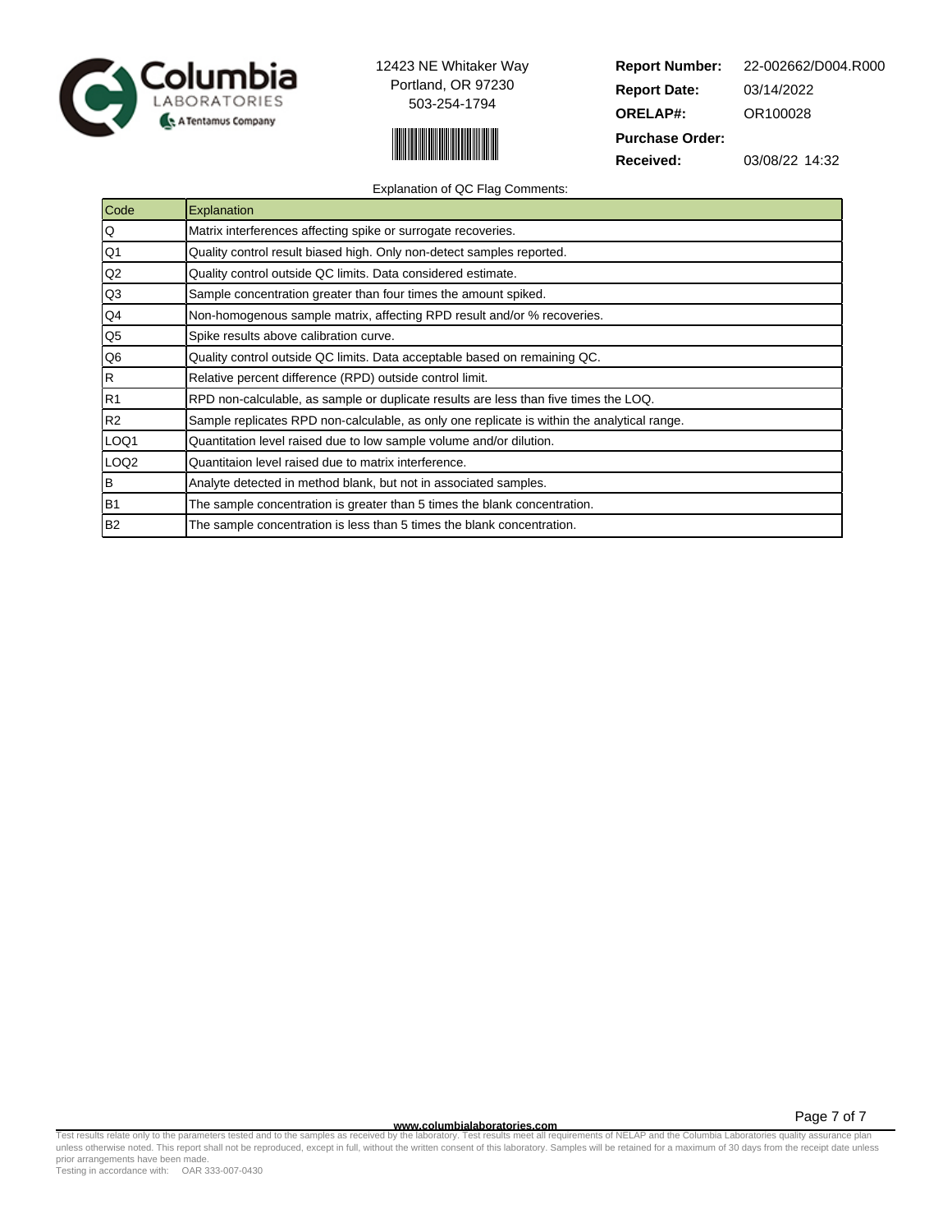12423 NE Whitaker Way
Portland, OR 97230
503-254-1794

**Report Number:** 22-002662/D004.R000
**Report Date:** 03/14/2022
**ORELAP#:** OR100028
**Purchase Order:**
**Received:** 03/08/22 14:32

Explanation of QC Flag Comments:

| Code | Explanation |
|---|---|
| Q | Matrix interferences affecting spike or surrogate recoveries. |
| Q1 | Quality control result biased high. Only non-detect samples reported. |
| Q2 | Quality control outside QC limits. Data considered estimate. |
| Q3 | Sample concentration greater than four times the amount spiked. |
| Q4 | Non-homogenous sample matrix, affecting RPD result and/or % recoveries. |
| Q5 | Spike results above calibration curve. |
| Q6 | Quality control outside QC limits. Data acceptable based on remaining QC. |
| R | Relative percent difference (RPD) outside control limit. |
| R1 | RPD non-calculable, as sample or duplicate results are less than five times the LOQ. |
| R2 | Sample replicates RPD non-calculable, as only one replicate is within the analytical range. |
| LOQ1 | Quantitation level raised due to low sample volume and/or dilution. |
| LOQ2 | Quantitaion level raised due to matrix interference. |
| B | Analyte detected in method blank, but not in associated samples. |
| B1 | The sample concentration is greater than 5 times the blank concentration. |
| B2 | The sample concentration is less than 5 times the blank concentration. |

www.columbialaboratories.com

Test results relate only to the parameters tested and to the samples as received by the laboratory. Test results meet all requirements of NELAP and the Columbia Laboratories quality assurance plan unless otherwise noted. This report shall not be reproduced, except in full, without the written consent of this laboratory. Samples will be retained for a maximum of 30 days from the receipt date unless prior arrangements have been made.
Testing in accordance with: OAR 333-007-0430